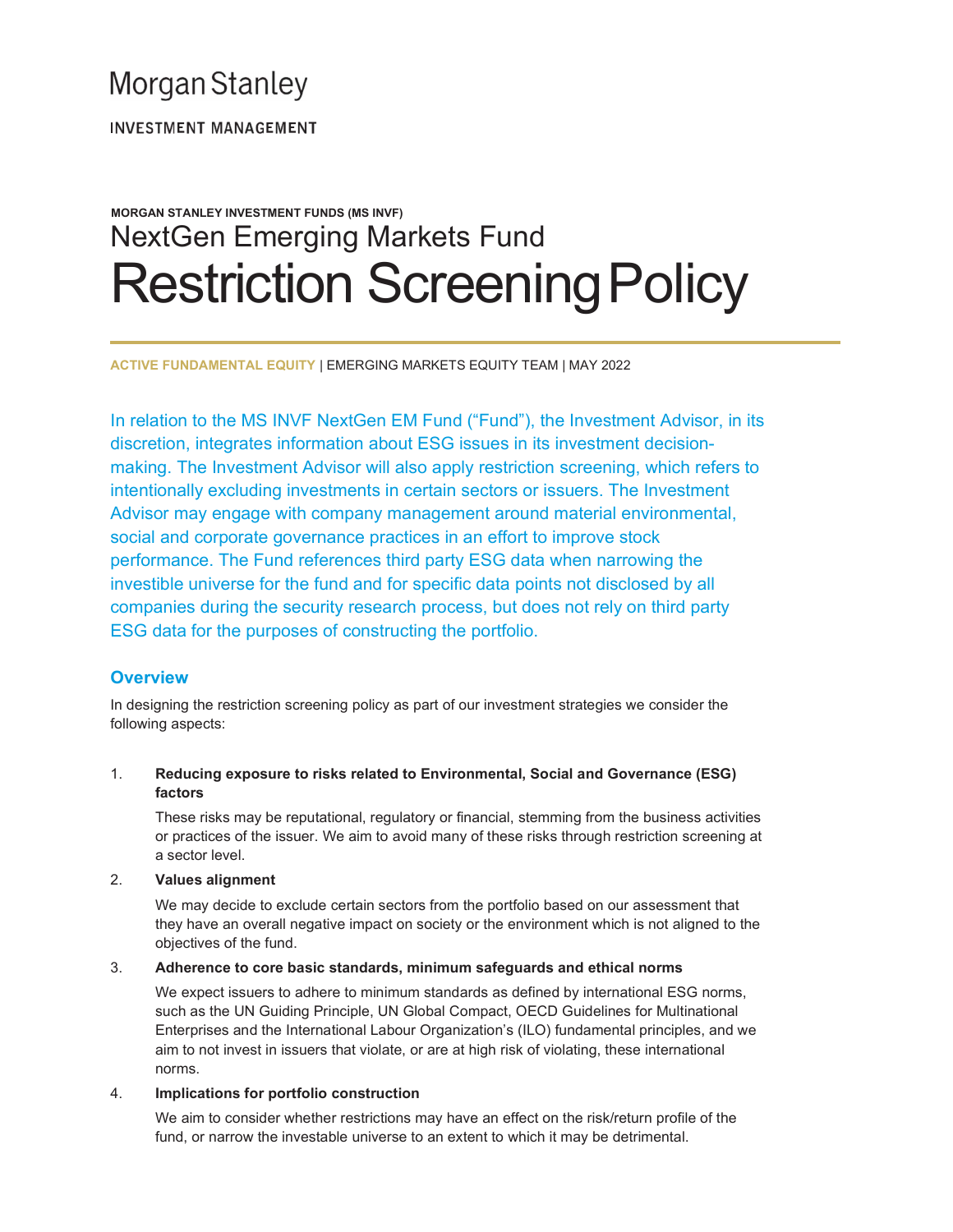Morgan Stanley

INVESTMENT MANAGEMENT

**MORGAN STANLEY INVESTMENT FUNDS (MS INVF)**

# NextGen Emerging Markets Fund Restriction Screening Policy

**ACTIVE FUNDAMENTAL EQUITY** | EMERGING MARKETS EQUITY TEAM | MAY 2022

In relation to the MS INVF NextGen EM Fund ("Fund"), the Investment Advisor, in its discretion, integrates information about ESG issues in its investment decision-making. The Investment Advisor will also apply restriction screening, which refers to intentionally excluding investments in certain sectors or issuers. The Investment Advisor may engage with company management around material environmental, social and corporate governance practices in an effort to improve stock performance. The Fund references third party ESG data when narrowing the investible universe for the fund and for specific data points not disclosed by all companies during the security research process, but does not rely on third party ESG data for the purposes of constructing the portfolio.

## Overview

In designing the restriction screening policy as part of our investment strategies we consider the following aspects:

1. **Reducing exposure to risks related to Environmental, Social and Governance (ESG) factors**

   These risks may be reputational, regulatory or financial, stemming from the business activities or practices of the issuer. We aim to avoid many of these risks through restriction screening at a sector level.

2. **Values alignment**

   We may decide to exclude certain sectors from the portfolio based on our assessment that they have an overall negative impact on society or the environment which is not aligned to the objectives of the fund.

3. **Adherence to core basic standards, minimum safeguards and ethical norms**

   We expect issuers to adhere to minimum standards as defined by international ESG norms, such as the UN Guiding Principle, UN Global Compact, OECD Guidelines for Multinational Enterprises and the International Labour Organization's (ILO) fundamental principles, and we aim to not invest in issuers that violate, or are at high risk of violating, these international norms.

4. **Implications for portfolio construction**

   We aim to consider whether restrictions may have an effect on the risk/return profile of the fund, or narrow the investable universe to an extent to which it may be detrimental.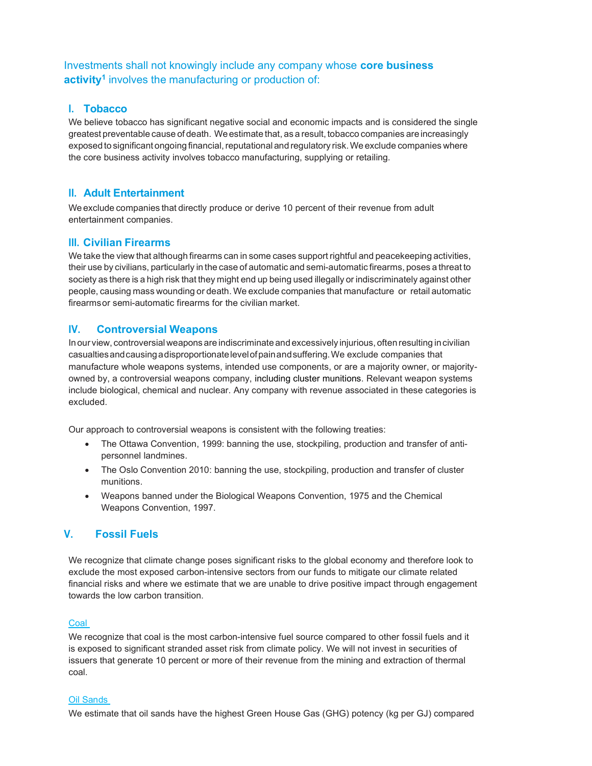Investments shall not knowingly include any company whose **core business activity**[1] involves the manufacturing or production of:

## I. Tobacco

We believe tobacco has significant negative social and economic impacts and is considered the single greatest preventable cause of death. We estimate that, as a result, tobacco companies are increasingly exposed to significant ongoing financial, reputational and regulatory risk. We exclude companies where the core business activity involves tobacco manufacturing, supplying or retailing.

## II. Adult Entertainment

We exclude companies that directly produce or derive 10 percent of their revenue from adult entertainment companies.

## III. Civilian Firearms

We take the view that although firearms can in some cases support rightful and peacekeeping activities, their use by civilians, particularly in the case of automatic and semi-automatic firearms, poses a threat to society as there is a high risk that they might end up being used illegally or indiscriminately against other people, causing mass wounding or death. We exclude companies that manufacture or retail automatic firearms or semi-automatic firearms for the civilian market.

## IV. Controversial Weapons

In our view, controversial weapons are indiscriminate and excessively injurious, often resulting in civilian casualties and causing a disproportionate level of pain and suffering. We exclude companies that manufacture whole weapons systems, intended use components, or are a majority owner, or majority-owned by, a controversial weapons company, including cluster munitions. Relevant weapon systems include biological, chemical and nuclear. Any company with revenue associated in these categories is excluded.

Our approach to controversial weapons is consistent with the following treaties:

- The Ottawa Convention, 1999: banning the use, stockpiling, production and transfer of anti-personnel landmines.
- The Oslo Convention 2010: banning the use, stockpiling, production and transfer of cluster munitions.
- Weapons banned under the Biological Weapons Convention, 1975 and the Chemical Weapons Convention, 1997.

## V. Fossil Fuels

We recognize that climate change poses significant risks to the global economy and therefore look to exclude the most exposed carbon-intensive sectors from our funds to mitigate our climate related financial risks and where we estimate that we are unable to drive positive impact through engagement towards the low carbon transition.

### Coal

We recognize that coal is the most carbon-intensive fuel source compared to other fossil fuels and it is exposed to significant stranded asset risk from climate policy. We will not invest in securities of issuers that generate 10 percent or more of their revenue from the mining and extraction of thermal coal.

### Oil Sands

We estimate that oil sands have the highest Green House Gas (GHG) potency (kg per GJ) compared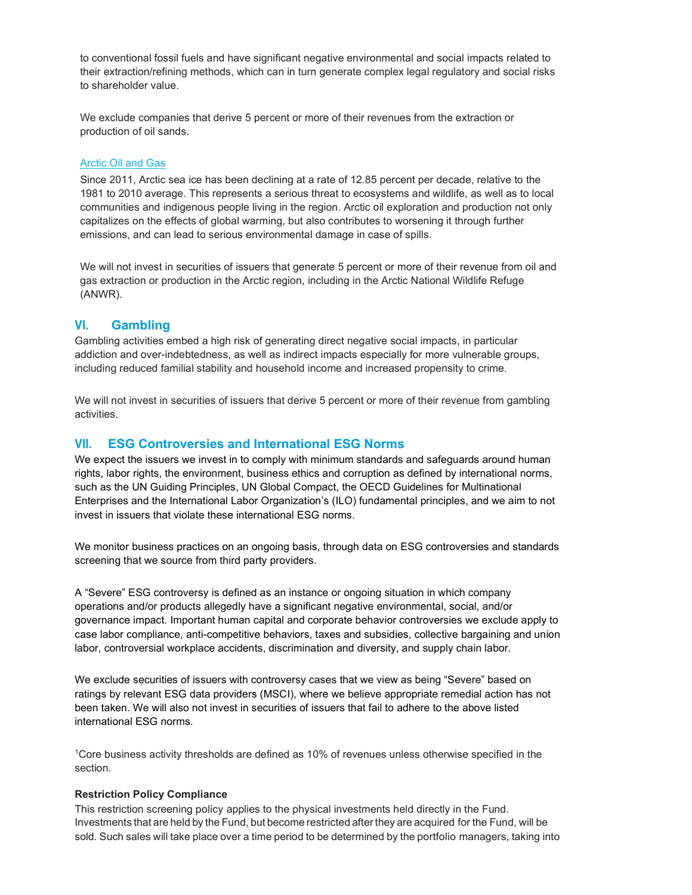to conventional fossil fuels and have significant negative environmental and social impacts related to their extraction/refining methods, which can in turn generate complex legal regulatory and social risks to shareholder value.

We exclude companies that derive 5 percent or more of their revenues from the extraction or production of oil sands.

### Arctic Oil and Gas

Since 2011, Arctic sea ice has been declining at a rate of 12.85 percent per decade, relative to the 1981 to 2010 average. This represents a serious threat to ecosystems and wildlife, as well as to local communities and indigenous people living in the region. Arctic oil exploration and production not only capitalizes on the effects of global warming, but also contributes to worsening it through further emissions, and can lead to serious environmental damage in case of spills.

We will not invest in securities of issuers that generate 5 percent or more of their revenue from oil and gas extraction or production in the Arctic region, including in the Arctic National Wildlife Refuge (ANWR).

## VI. Gambling

Gambling activities embed a high risk of generating direct negative social impacts, in particular addiction and over-indebtedness, as well as indirect impacts especially for more vulnerable groups, including reduced familial stability and household income and increased propensity to crime.

We will not invest in securities of issuers that derive 5 percent or more of their revenue from gambling activities.

## VII. ESG Controversies and International ESG Norms

We expect the issuers we invest in to comply with minimum standards and safeguards around human rights, labor rights, the environment, business ethics and corruption as defined by international norms, such as the UN Guiding Principles, UN Global Compact, the OECD Guidelines for Multinational Enterprises and the International Labor Organization's (ILO) fundamental principles, and we aim to not invest in issuers that violate these international ESG norms.

We monitor business practices on an ongoing basis, through data on ESG controversies and standards screening that we source from third party providers.

A "Severe" ESG controversy is defined as an instance or ongoing situation in which company operations and/or products allegedly have a significant negative environmental, social, and/or governance impact. Important human capital and corporate behavior controversies we exclude apply to case labor compliance, anti-competitive behaviors, taxes and subsidies, collective bargaining and union labor, controversial workplace accidents, discrimination and diversity, and supply chain labor.

We exclude securities of issuers with controversy cases that we view as being "Severe" based on ratings by relevant ESG data providers (MSCI), where we believe appropriate remedial action has not been taken. We will also not invest in securities of issuers that fail to adhere to the above listed international ESG norms.

[1]Core business activity thresholds are defined as 10% of revenues unless otherwise specified in the section.

**Restriction Policy Compliance**

This restriction screening policy applies to the physical investments held directly in the Fund. Investments that are held by the Fund, but become restricted after they are acquired for the Fund, will be sold. Such sales will take place over a time period to be determined by the portfolio managers, taking into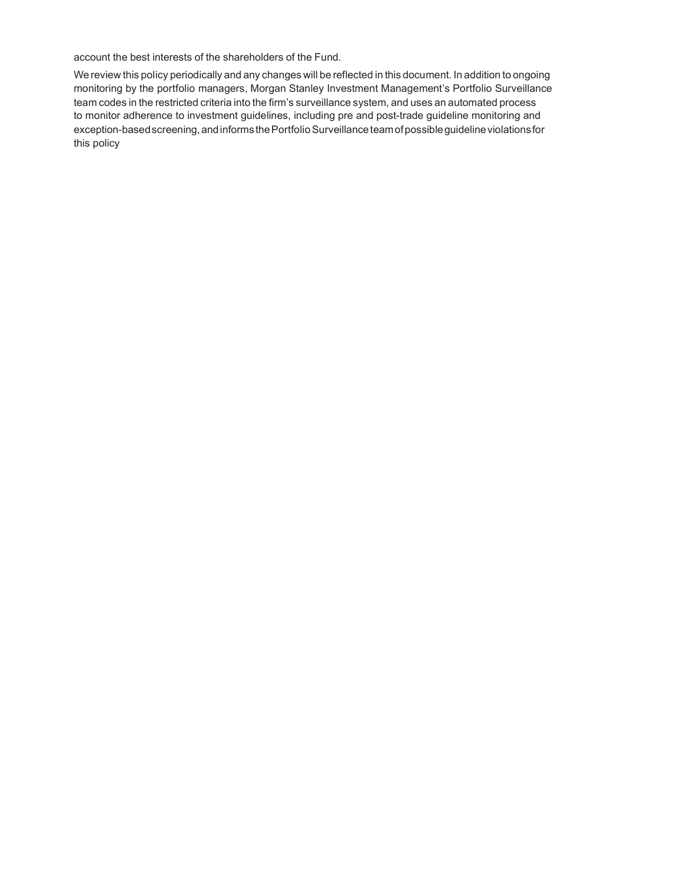account the best interests of the shareholders of the Fund.

We review this policy periodically and any changes will be reflected in this document. In addition to ongoing monitoring by the portfolio managers, Morgan Stanley Investment Management's Portfolio Surveillance team codes in the restricted criteria into the firm's surveillance system, and uses an automated process to monitor adherence to investment guidelines, including pre and post-trade guideline monitoring and exception-based screening, and informs the Portfolio Surveillance team of possible guideline violations for this policy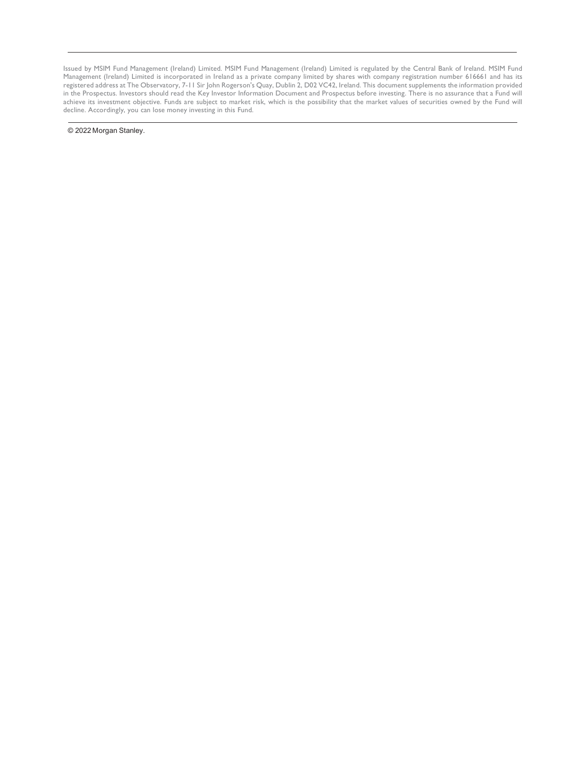Issued by MSIM Fund Management (Ireland) Limited. MSIM Fund Management (Ireland) Limited is regulated by the Central Bank of Ireland. MSIM Fund Management (Ireland) Limited is incorporated in Ireland as a private company limited by shares with company registration number 616661 and has its registered address at The Observatory, 7-11 Sir John Rogerson's Quay, Dublin 2, D02 VC42, Ireland. This document supplements the information provided in the Prospectus. Investors should read the Key Investor Information Document and Prospectus before investing. There is no assurance that a Fund will achieve its investment objective. Funds are subject to market risk, which is the possibility that the market values of securities owned by the Fund will decline. Accordingly, you can lose money investing in this Fund.

© 2022 Morgan Stanley.